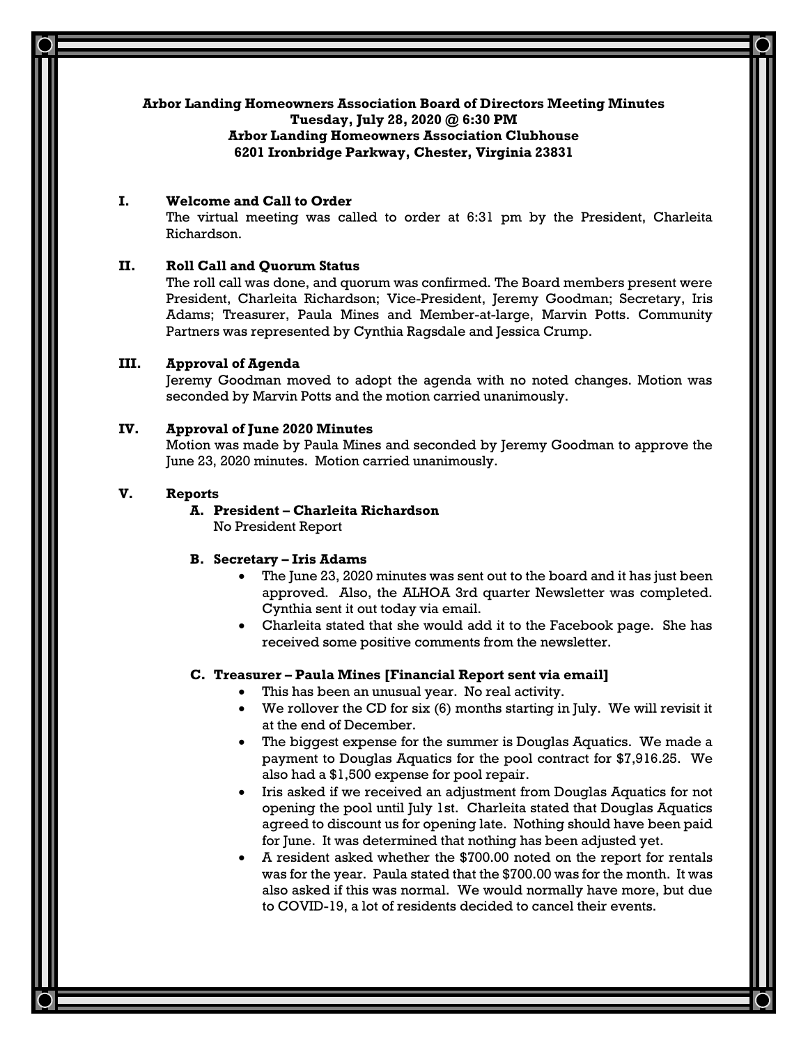**Arbor Landing Homeowners Association Board of Directors Meeting Minutes**
**Tuesday, July 28, 2020 @ 6:30 PM**
**Arbor Landing Homeowners Association Clubhouse**
**6201 Ironbridge Parkway, Chester, Virginia 23831**

## I. Welcome and Call to Order

The virtual meeting was called to order at 6:31 pm by the President, Charleita Richardson.

## II. Roll Call and Quorum Status

The roll call was done, and quorum was confirmed. The Board members present were President, Charleita Richardson; Vice-President, Jeremy Goodman; Secretary, Iris Adams; Treasurer, Paula Mines and Member-at-large, Marvin Potts. Community Partners was represented by Cynthia Ragsdale and Jessica Crump.

## III. Approval of Agenda

Jeremy Goodman moved to adopt the agenda with no noted changes. Motion was seconded by Marvin Potts and the motion carried unanimously.

## IV. Approval of June 2020 Minutes

Motion was made by Paula Mines and seconded by Jeremy Goodman to approve the June 23, 2020 minutes. Motion carried unanimously.

## V. Reports

### A. President – Charleita Richardson

No President Report

### B. Secretary – Iris Adams

- The June 23, 2020 minutes was sent out to the board and it has just been approved. Also, the ALHOA 3rd quarter Newsletter was completed. Cynthia sent it out today via email.
- Charleita stated that she would add it to the Facebook page. She has received some positive comments from the newsletter.

### C. Treasurer – Paula Mines [Financial Report sent via email]

- This has been an unusual year. No real activity.
- We rollover the CD for six (6) months starting in July. We will revisit it at the end of December.
- The biggest expense for the summer is Douglas Aquatics. We made a payment to Douglas Aquatics for the pool contract for $7,916.25. We also had a $1,500 expense for pool repair.
- Iris asked if we received an adjustment from Douglas Aquatics for not opening the pool until July 1st. Charleita stated that Douglas Aquatics agreed to discount us for opening late. Nothing should have been paid for June. It was determined that nothing has been adjusted yet.
- A resident asked whether the $700.00 noted on the report for rentals was for the year. Paula stated that the $700.00 was for the month. It was also asked if this was normal. We would normally have more, but due to COVID-19, a lot of residents decided to cancel their events.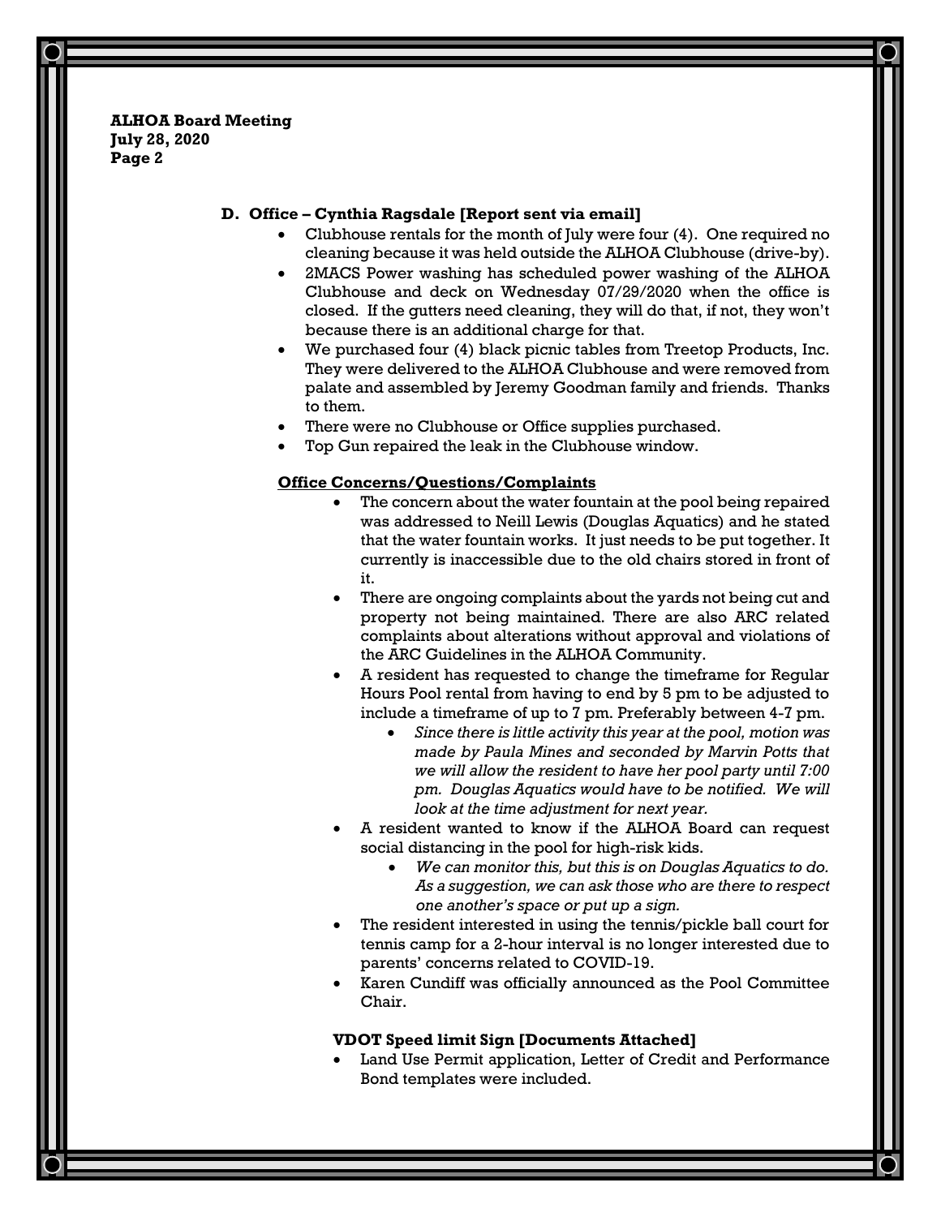### D. Office – Cynthia Ragsdale [Report sent via email]

- Clubhouse rentals for the month of July were four (4). One required no cleaning because it was held outside the ALHOA Clubhouse (drive-by).
- 2MACS Power washing has scheduled power washing of the ALHOA Clubhouse and deck on Wednesday 07/29/2020 when the office is closed. If the gutters need cleaning, they will do that, if not, they won't because there is an additional charge for that.
- We purchased four (4) black picnic tables from Treetop Products, Inc. They were delivered to the ALHOA Clubhouse and were removed from palate and assembled by Jeremy Goodman family and friends. Thanks to them.
- There were no Clubhouse or Office supplies purchased.
- Top Gun repaired the leak in the Clubhouse window.

**<u>Office Concerns/Questions/Complaints</u>**

- The concern about the water fountain at the pool being repaired was addressed to Neill Lewis (Douglas Aquatics) and he stated that the water fountain works. It just needs to be put together. It currently is inaccessible due to the old chairs stored in front of it.
- There are ongoing complaints about the yards not being cut and property not being maintained. There are also ARC related complaints about alterations without approval and violations of the ARC Guidelines in the ALHOA Community.
- A resident has requested to change the timeframe for Regular Hours Pool rental from having to end by 5 pm to be adjusted to include a timeframe of up to 7 pm. Preferably between 4-7 pm.
  - *Since there is little activity this year at the pool, motion was made by Paula Mines and seconded by Marvin Potts that we will allow the resident to have her pool party until 7:00 pm. Douglas Aquatics would have to be notified. We will look at the time adjustment for next year.*
- A resident wanted to know if the ALHOA Board can request social distancing in the pool for high-risk kids.
  - *We can monitor this, but this is on Douglas Aquatics to do. As a suggestion, we can ask those who are there to respect one another's space or put up a sign.*
- The resident interested in using the tennis/pickle ball court for tennis camp for a 2-hour interval is no longer interested due to parents' concerns related to COVID-19.
- Karen Cundiff was officially announced as the Pool Committee Chair.

**VDOT Speed limit Sign [Documents Attached]**

- Land Use Permit application, Letter of Credit and Performance Bond templates were included.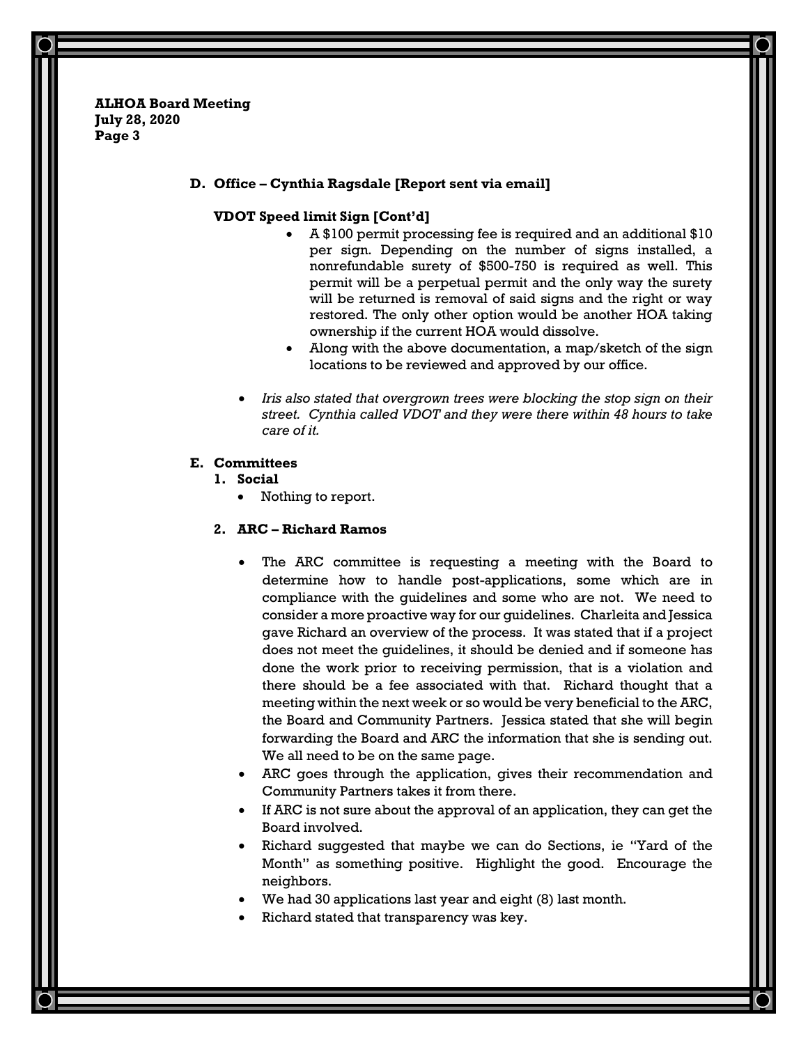### D. Office – Cynthia Ragsdale [Report sent via email]

**VDOT Speed limit Sign [Cont'd]**

- A $100 permit processing fee is required and an additional $10 per sign. Depending on the number of signs installed, a nonrefundable surety of $500-750 is required as well. This permit will be a perpetual permit and the only way the surety will be returned is removal of said signs and the right or way restored. The only other option would be another HOA taking ownership if the current HOA would dissolve.
- Along with the above documentation, a map/sketch of the sign locations to be reviewed and approved by our office.

- *Iris also stated that overgrown trees were blocking the stop sign on their street. Cynthia called VDOT and they were there within 48 hours to take care of it.*

### E. Committees

**1. Social**

- Nothing to report.

**2. ARC – Richard Ramos**

- The ARC committee is requesting a meeting with the Board to determine how to handle post-applications, some which are in compliance with the guidelines and some who are not. We need to consider a more proactive way for our guidelines. Charleita and Jessica gave Richard an overview of the process. It was stated that if a project does not meet the guidelines, it should be denied and if someone has done the work prior to receiving permission, that is a violation and there should be a fee associated with that. Richard thought that a meeting within the next week or so would be very beneficial to the ARC, the Board and Community Partners. Jessica stated that she will begin forwarding the Board and ARC the information that she is sending out. We all need to be on the same page.
- ARC goes through the application, gives their recommendation and Community Partners takes it from there.
- If ARC is not sure about the approval of an application, they can get the Board involved.
- Richard suggested that maybe we can do Sections, ie "Yard of the Month" as something positive. Highlight the good. Encourage the neighbors.
- We had 30 applications last year and eight (8) last month.
- Richard stated that transparency was key.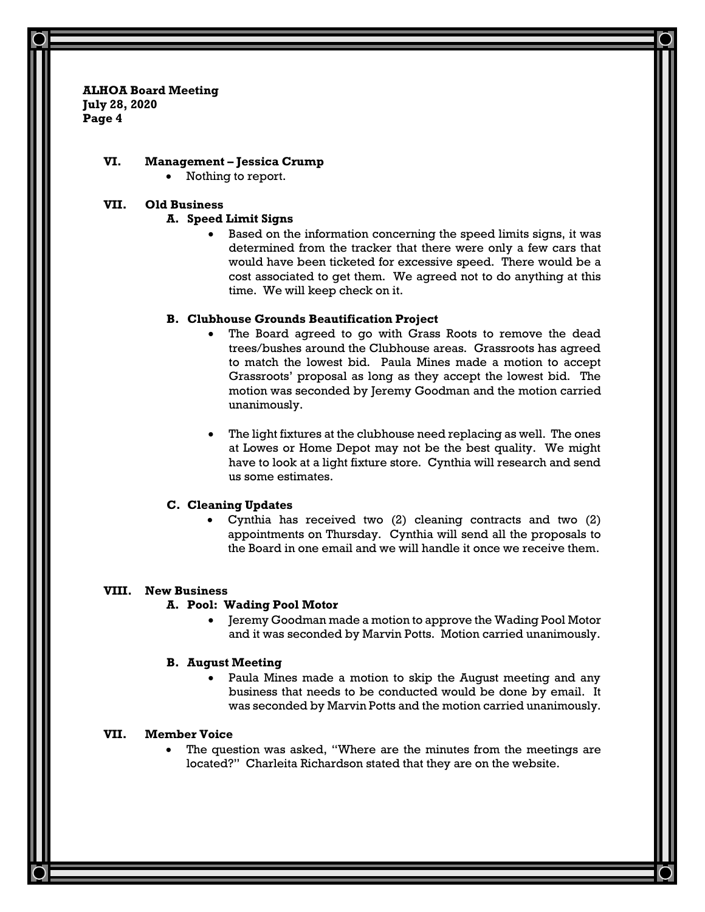## VI. Management – Jessica Crump

- Nothing to report.

## VII. Old Business

### A. Speed Limit Signs

- Based on the information concerning the speed limits signs, it was determined from the tracker that there were only a few cars that would have been ticketed for excessive speed. There would be a cost associated to get them. We agreed not to do anything at this time. We will keep check on it.

### B. Clubhouse Grounds Beautification Project

- The Board agreed to go with Grass Roots to remove the dead trees/bushes around the Clubhouse areas. Grassroots has agreed to match the lowest bid. Paula Mines made a motion to accept Grassroots' proposal as long as they accept the lowest bid. The motion was seconded by Jeremy Goodman and the motion carried unanimously.

- The light fixtures at the clubhouse need replacing as well. The ones at Lowes or Home Depot may not be the best quality. We might have to look at a light fixture store. Cynthia will research and send us some estimates.

### C. Cleaning Updates

- Cynthia has received two (2) cleaning contracts and two (2) appointments on Thursday. Cynthia will send all the proposals to the Board in one email and we will handle it once we receive them.

## VIII. New Business

### A. Pool: Wading Pool Motor

- Jeremy Goodman made a motion to approve the Wading Pool Motor and it was seconded by Marvin Potts. Motion carried unanimously.

### B. August Meeting

- Paula Mines made a motion to skip the August meeting and any business that needs to be conducted would be done by email. It was seconded by Marvin Potts and the motion carried unanimously.

## VII. Member Voice

- The question was asked, "Where are the minutes from the meetings are located?" Charleita Richardson stated that they are on the website.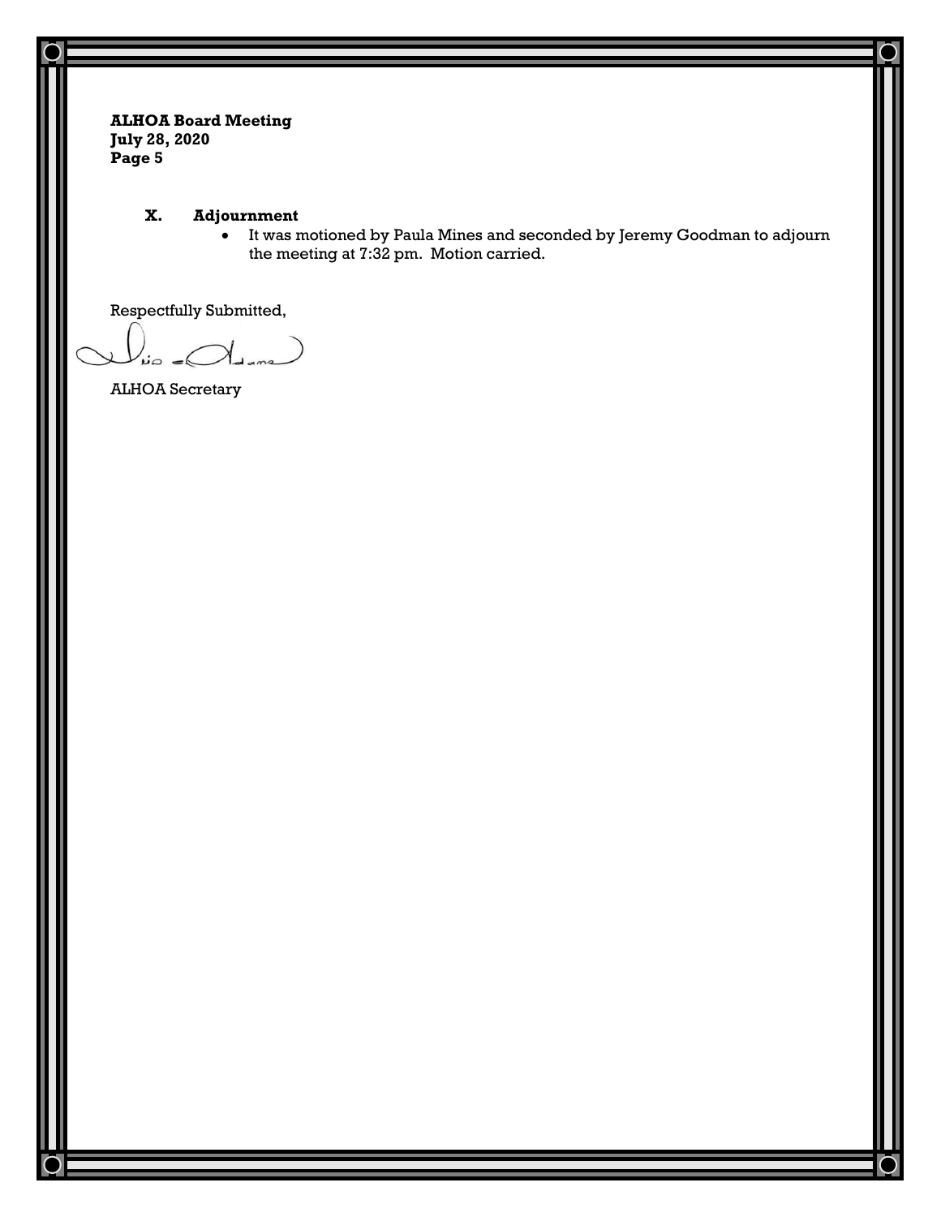### X. Adjournment

- It was motioned by Paula Mines and seconded by Jeremy Goodman to adjourn the meeting at 7:32 pm. Motion carried.

Respectfully Submitted,

ALHOA Secretary